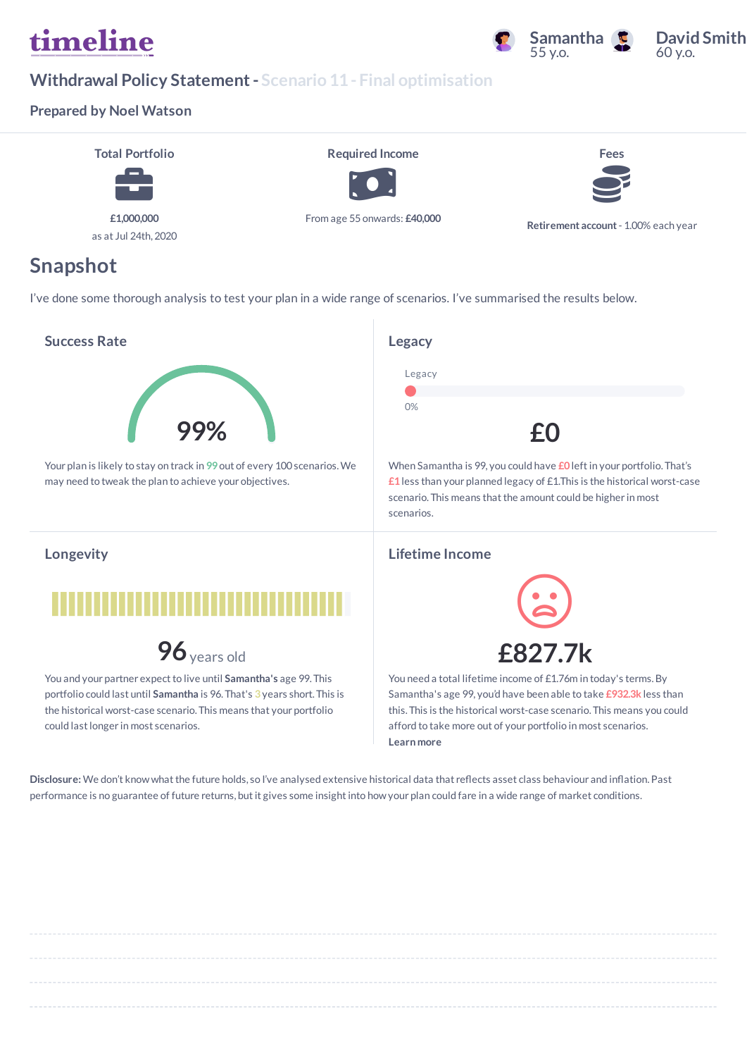timeline

Samantha 55 y.o. David Smith 60 y.o.

## Withdrawal Policy Statement - Scenario 11 - Final optimisation

**Prepared by Noel Watson**

| Total Portfolio | Required Income | Fees |
|---|---|---|
| £1,000,000 as at Jul 24th, 2020 | From age 55 onwards: **£40,000** | **Retirement account** - 1.00% each year |

## Snapshot

I've done some thorough analysis to test your plan in a wide range of scenarios. I've summarised the results below.

### Success Rate

**99%**

Your plan is likely to stay on track in 99 out of every 100 scenarios. We may need to tweak the plan to achieve your objectives.

### Legacy

Legacy

0%

**£0**

When Samantha is 99, you could have £0 left in your portfolio. That's £1 less than your planned legacy of £1.This is the historical worst-case scenario. This means that the amount could be higher in most scenarios.

### Longevity

**96** years old

You and your partner expect to live until **Samantha's** age 99. This portfolio could last until **Samantha** is 96. That's 3 years short. This is the historical worst-case scenario. This means that your portfolio could last longer in most scenarios.

### Lifetime Income

**£827.7k**

You need a total lifetime income of £1.76m in today's terms. By Samantha's age 99, you'd have been able to take £932.3k less than this. This is the historical worst-case scenario. This means you could afford to take more out of your portfolio in most scenarios.

**Learn more**

**Disclosure:** We don't know what the future holds, so I've analysed extensive historical data that reflects asset class behaviour and inflation. Past performance is no guarantee of future returns, but it gives some insight into how your plan could fare in a wide range of market conditions.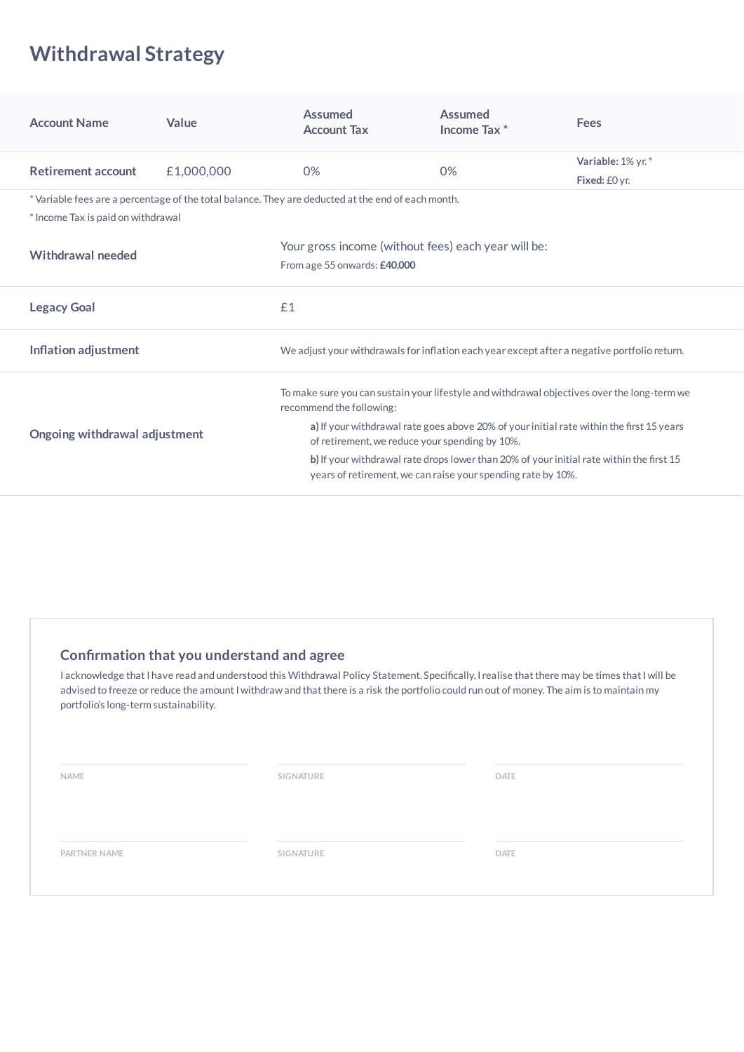# Withdrawal Strategy

| Account Name | Value | Assumed Account Tax | Assumed Income Tax * | Fees |
|---|---|---|---|---|
| **Retirement account** | £1,000,000 | 0% | 0% | **Variable:** 1% yr. * **Fixed:** £0 yr. |

* Variable fees are a percentage of the total balance. They are deducted at the end of each month.

* Income Tax is paid on withdrawal

| | |
|---|---|
| **Withdrawal needed** | Your gross income (without fees) each year will be: From age 55 onwards: **£40,000** |
| **Legacy Goal** | £1 |
| **Inflation adjustment** | We adjust your withdrawals for inflation each year except after a negative portfolio return. |
| **Ongoing withdrawal adjustment** | To make sure you can sustain your lifestyle and withdrawal objectives over the long-term we recommend the following: **a)** If your withdrawal rate goes above 20% of your initial rate within the first 15 years of retirement, we reduce your spending by 10%. **b)** If your withdrawal rate drops lower than 20% of your initial rate within the first 15 years of retirement, we can raise your spending rate by 10%. |

## Confirmation that you understand and agree

I acknowledge that I have read and understood this Withdrawal Policy Statement. Specifically, I realise that there may be times that I will be advised to freeze or reduce the amount I withdraw and that there is a risk the portfolio could run out of money. The aim is to maintain my portfolio's long-term sustainability.

| NAME | SIGNATURE | DATE |
|---|---|---|
| | | |

| PARTNER NAME | SIGNATURE | DATE |
|---|---|---|
| | | |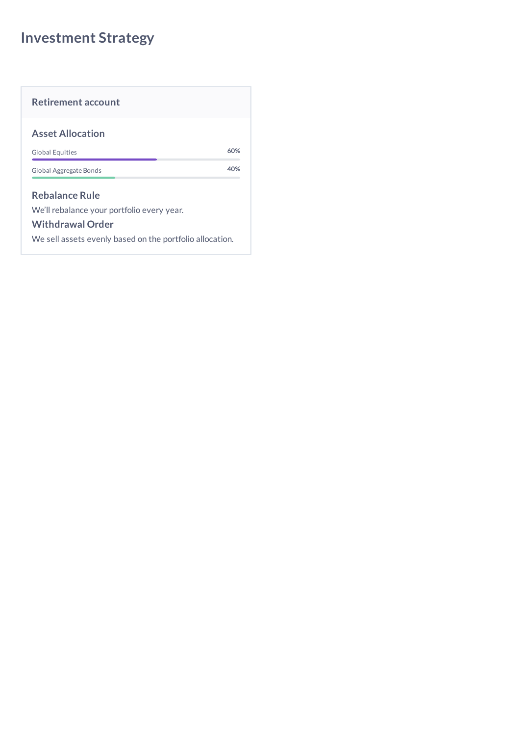# Investment Strategy

## Retirement account

### Asset Allocation

| Asset | Allocation |
| --- | --- |
| Global Equities | 60% |
| Global Aggregate Bonds | 40% |

### Rebalance Rule

We'll rebalance your portfolio every year.

### Withdrawal Order

We sell assets evenly based on the portfolio allocation.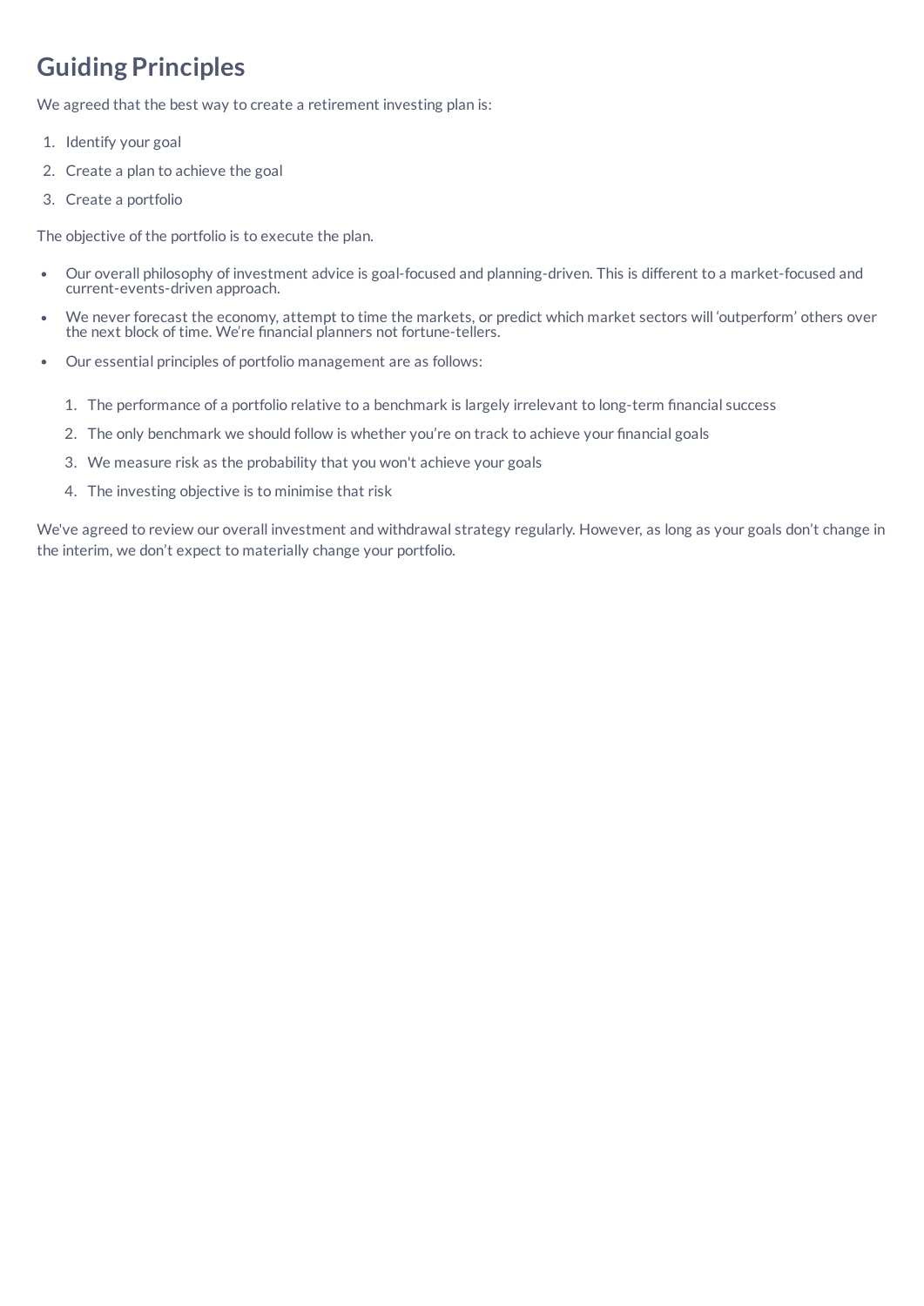# Guiding Principles

We agreed that the best way to create a retirement investing plan is:

1. Identify your goal
2. Create a plan to achieve the goal
3. Create a portfolio

The objective of the portfolio is to execute the plan.

- Our overall philosophy of investment advice is goal-focused and planning-driven. This is different to a market-focused and current-events-driven approach.
- We never forecast the economy, attempt to time the markets, or predict which market sectors will 'outperform' others over the next block of time. We're financial planners not fortune-tellers.
- Our essential principles of portfolio management are as follows:

  1. The performance of a portfolio relative to a benchmark is largely irrelevant to long-term financial success
  2. The only benchmark we should follow is whether you're on track to achieve your financial goals
  3. We measure risk as the probability that you won't achieve your goals
  4. The investing objective is to minimise that risk

We've agreed to review our overall investment and withdrawal strategy regularly. However, as long as your goals don't change in the interim, we don't expect to materially change your portfolio.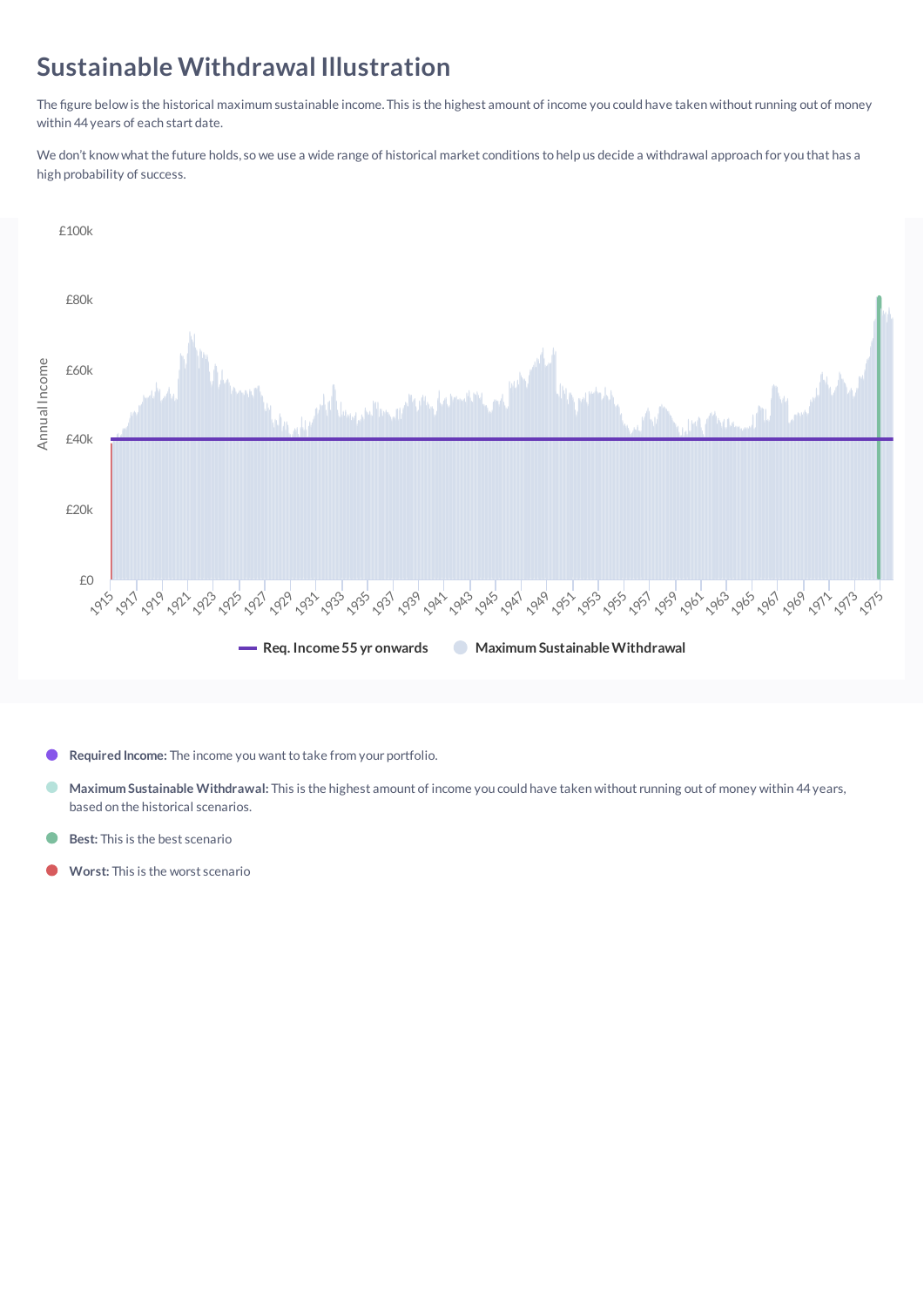# Sustainable Withdrawal Illustration

The figure below is the historical maximum sustainable income. This is the highest amount of income you could have taken without running out of money within 44 years of each start date.

We don't know what the future holds, so we use a wide range of historical market conditions to help us decide a withdrawal approach for you that has a high probability of success.

- **Required Income:** The income you want to take from your portfolio.
- **Maximum Sustainable Withdrawal:** This is the highest amount of income you could have taken without running out of money within 44 years, based on the historical scenarios.
- **Best:** This is the best scenario
- **Worst:** This is the worst scenario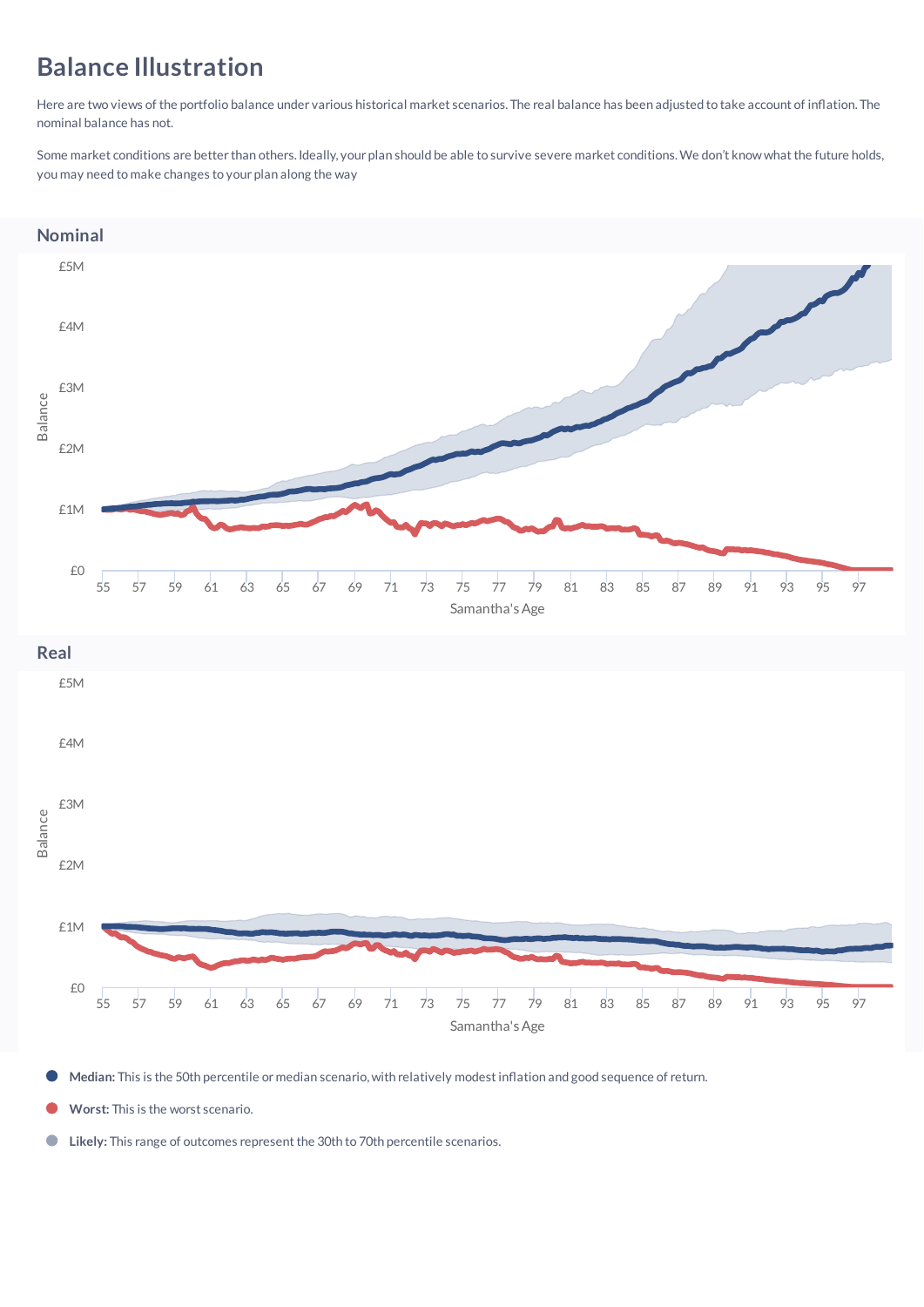# Balance Illustration

Here are two views of the portfolio balance under various historical market scenarios. The real balance has been adjusted to take account of inflation. The nominal balance has not.

Some market conditions are better than others. Ideally, your plan should be able to survive severe market conditions. We don't know what the future holds, you may need to make changes to your plan along the way

## Nominal

## Real

- **Median:** This is the 50th percentile or median scenario, with relatively modest inflation and good sequence of return.
- **Worst:** This is the worst scenario.
- **Likely:** This range of outcomes represent the 30th to 70th percentile scenarios.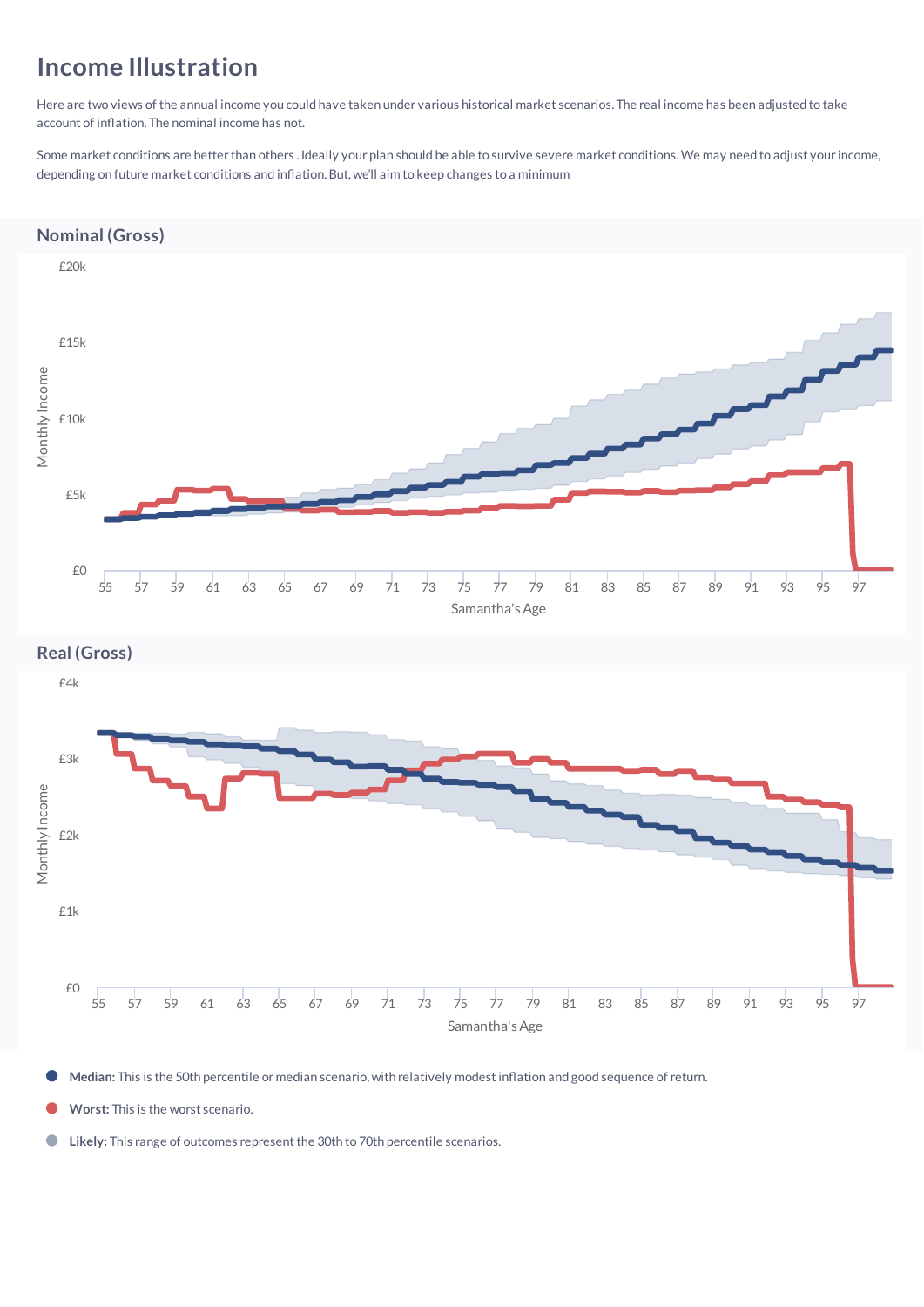# Income Illustration

Here are two views of the annual income you could have taken under various historical market scenarios. The real income has been adjusted to take account of inflation. The nominal income has not.

Some market conditions are better than others . Ideally your plan should be able to survive severe market conditions. We may need to adjust your income, depending on future market conditions and inflation. But, we'll aim to keep changes to a minimum

## Nominal (Gross)

## Real (Gross)

- **Median:** This is the 50th percentile or median scenario, with relatively modest inflation and good sequence of return.
- **Worst:** This is the worst scenario.
- **Likely:** This range of outcomes represent the 30th to 70th percentile scenarios.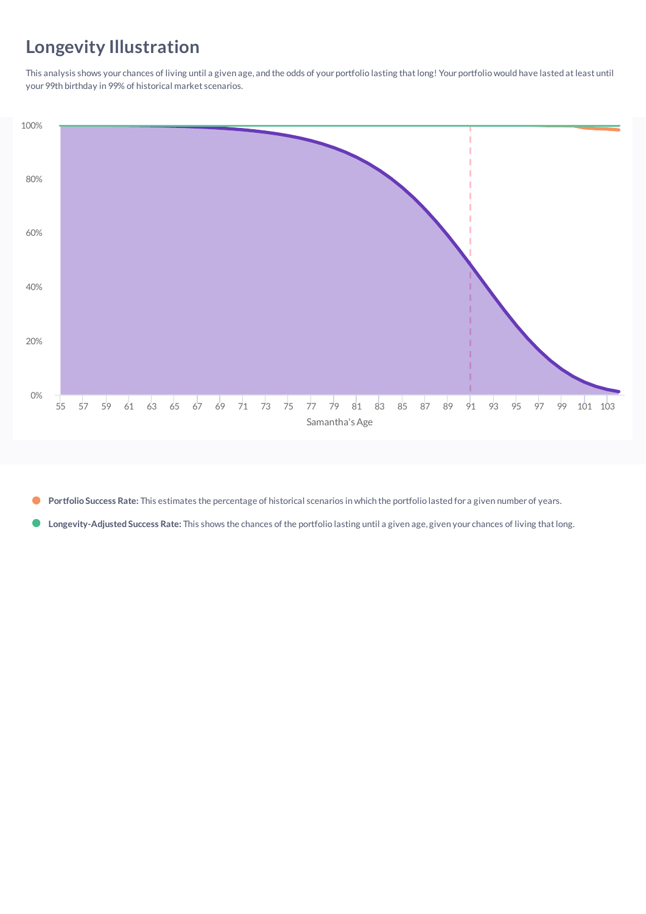# Longevity Illustration

This analysis shows your chances of living until a given age, and the odds of your portfolio lasting that long! Your portfolio would have lasted at least until your 99th birthday in 99% of historical market scenarios.

- **Portfolio Success Rate:** This estimates the percentage of historical scenarios in which the portfolio lasted for a given number of years.
- **Longevity-Adjusted Success Rate:** This shows the chances of the portfolio lasting until a given age, given your chances of living that long.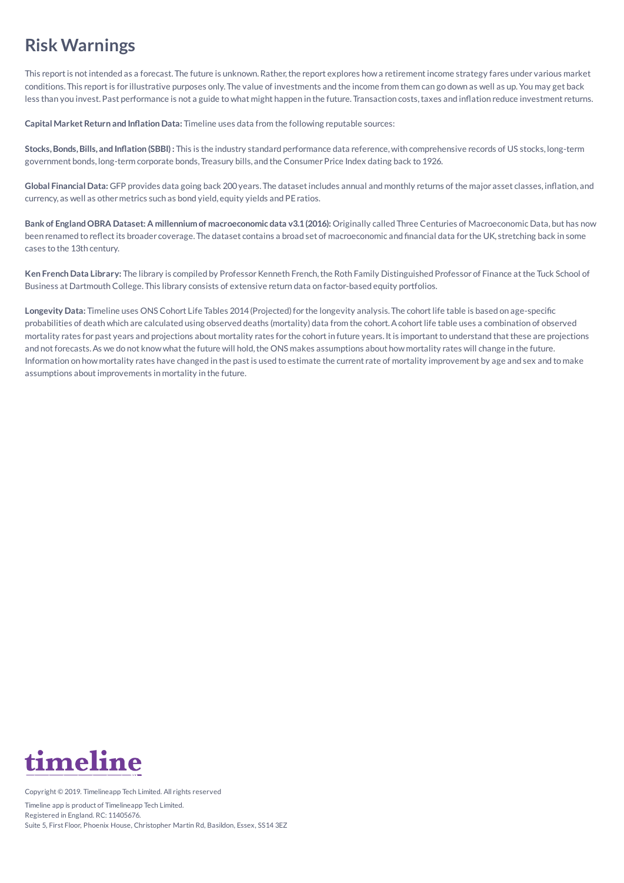# Risk Warnings

This report is not intended as a forecast. The future is unknown. Rather, the report explores how a retirement income strategy fares under various market conditions. This report is for illustrative purposes only. The value of investments and the income from them can go down as well as up. You may get back less than you invest. Past performance is not a guide to what might happen in the future. Transaction costs, taxes and inflation reduce investment returns.

**Capital Market Return and Inflation Data:** Timeline uses data from the following reputable sources:

**Stocks, Bonds, Bills, and Inflation (SBBI) :** This is the industry standard performance data reference, with comprehensive records of US stocks, long-term government bonds, long-term corporate bonds, Treasury bills, and the Consumer Price Index dating back to 1926.

**Global Financial Data:** GFP provides data going back 200 years. The dataset includes annual and monthly returns of the major asset classes, inflation, and currency, as well as other metrics such as bond yield, equity yields and PE ratios.

**Bank of England OBRA Dataset: A millennium of macroeconomic data v3.1 (2016):** Originally called Three Centuries of Macroeconomic Data, but has now been renamed to reflect its broader coverage. The dataset contains a broad set of macroeconomic and financial data for the UK, stretching back in some cases to the 13th century.

**Ken French Data Library:** The library is compiled by Professor Kenneth French, the Roth Family Distinguished Professor of Finance at the Tuck School of Business at Dartmouth College. This library consists of extensive return data on factor-based equity portfolios.

**Longevity Data:** Timeline uses ONS Cohort Life Tables 2014 (Projected) for the longevity analysis. The cohort life table is based on age-specific probabilities of death which are calculated using observed deaths (mortality) data from the cohort. A cohort life table uses a combination of observed mortality rates for past years and projections about mortality rates for the cohort in future years. It is important to understand that these are projections and not forecasts. As we do not know what the future will hold, the ONS makes assumptions about how mortality rates will change in the future. Information on how mortality rates have changed in the past is used to estimate the current rate of mortality improvement by age and sex and to make assumptions about improvements in mortality in the future.

timeline

Copyright © 2019. Timelineapp Tech Limited. All rights reserved

Timeline app is product of Timelineapp Tech Limited.
Registered in England. RC: 11405676.
Suite 5, First Floor, Phoenix House, Christopher Martin Rd, Basildon, Essex, SS14 3EZ